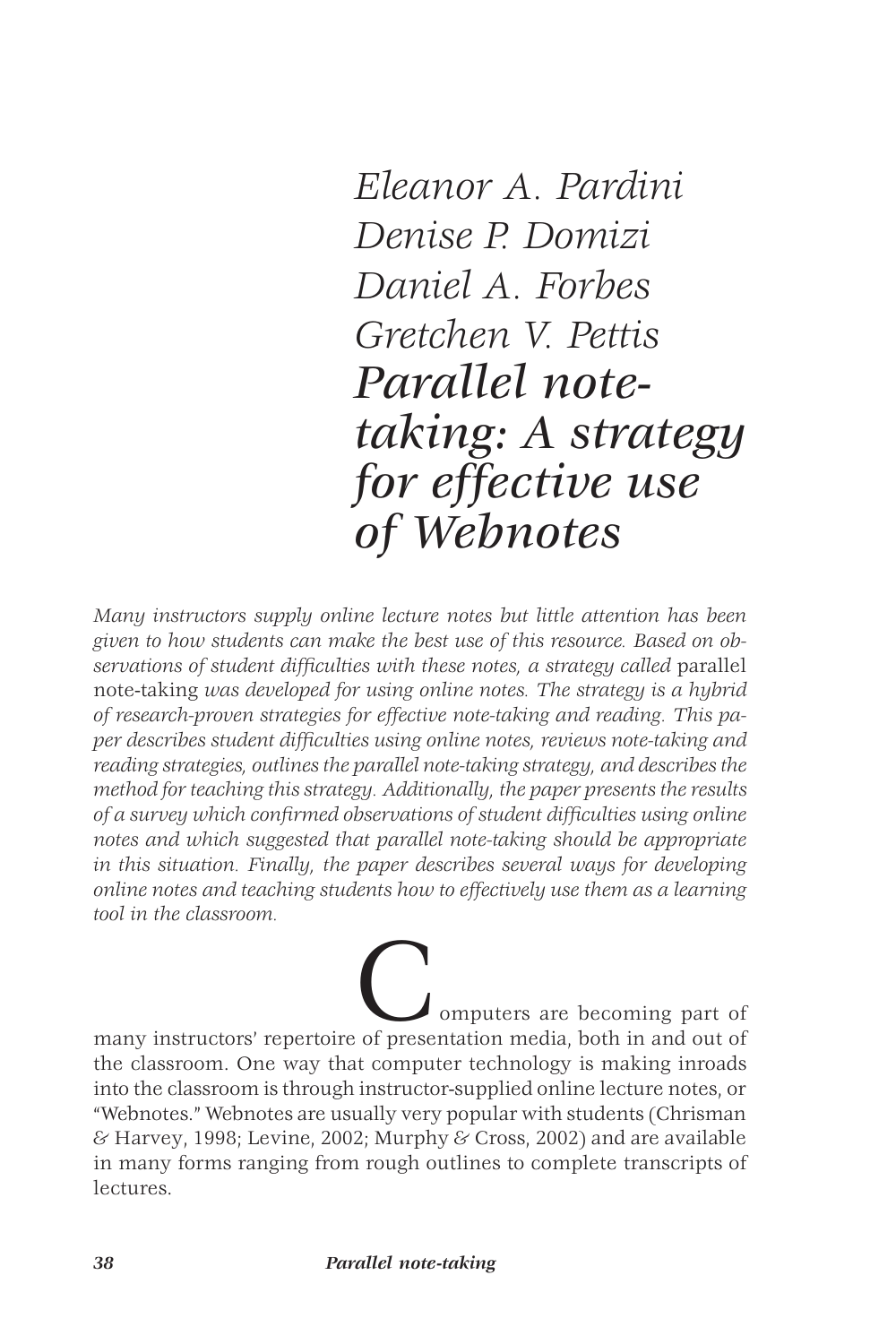*Eleanor A. Pardini*
*Denise P. Domizi*
*Daniel A. Forbes*
*Gretchen V. Pettis*

# Parallel note-taking: A strategy for effective use of Webnotes

*Many instructors supply online lecture notes but little attention has been given to how students can make the best use of this resource. Based on observations of student difficulties with these notes, a strategy called* parallel note-taking *was developed for using online notes. The strategy is a hybrid of research-proven strategies for effective note-taking and reading. This paper describes student difficulties using online notes, reviews note-taking and reading strategies, outlines the parallel note-taking strategy, and describes the method for teaching this strategy. Additionally, the paper presents the results of a survey which confirmed observations of student difficulties using online notes and which suggested that parallel note-taking should be appropriate in this situation. Finally, the paper describes several ways for developing online notes and teaching students how to effectively use them as a learning tool in the classroom.*

Computers are becoming part of many instructors' repertoire of presentation media, both in and out of the classroom. One way that computer technology is making inroads into the classroom is through instructor-supplied online lecture notes, or "Webnotes." Webnotes are usually very popular with students (Chrisman & Harvey, 1998; Levine, 2002; Murphy & Cross, 2002) and are available in many forms ranging from rough outlines to complete transcripts of lectures.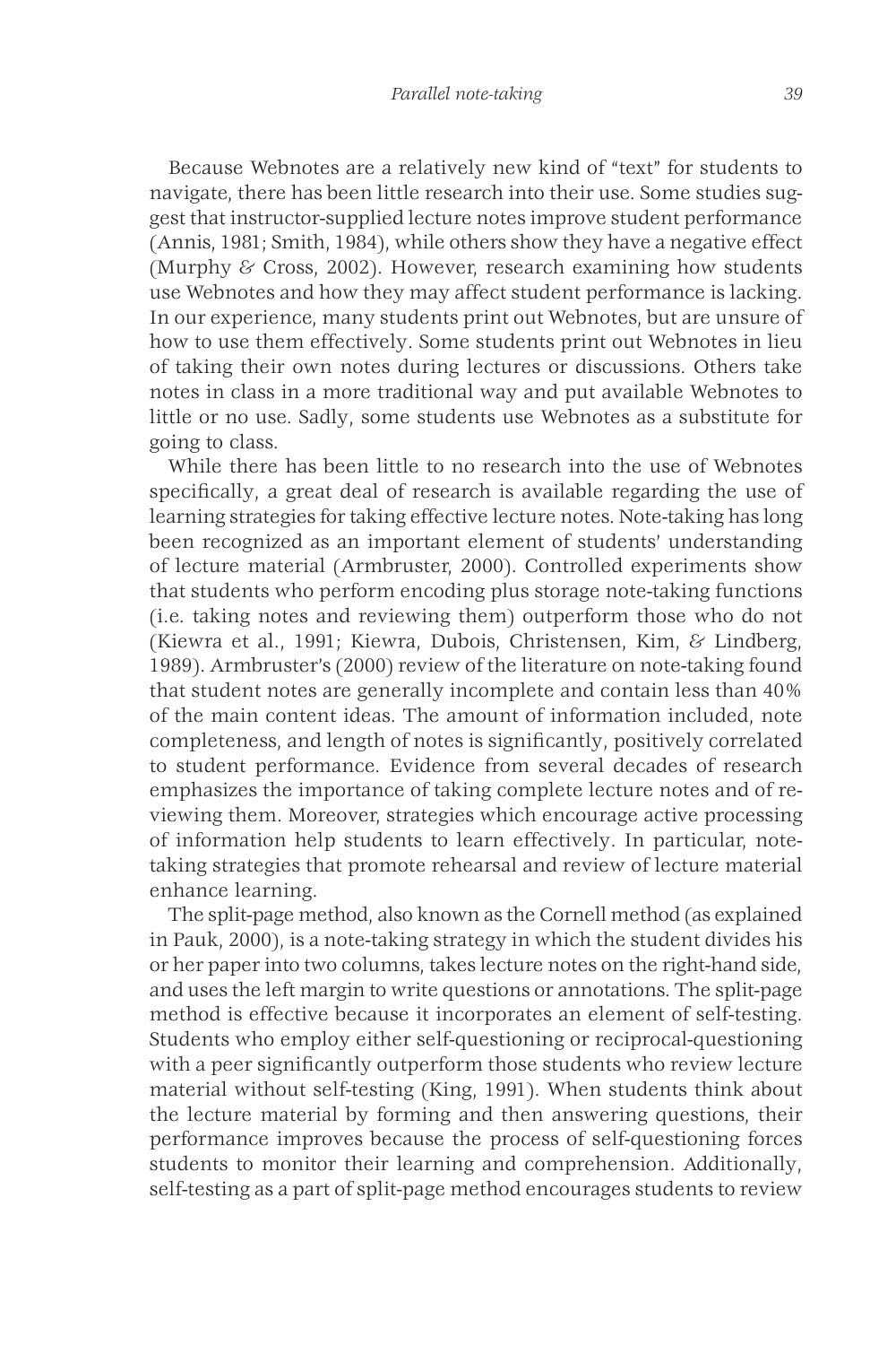Because Webnotes are a relatively new kind of "text" for students to navigate, there has been little research into their use. Some studies suggest that instructor-supplied lecture notes improve student performance (Annis, 1981; Smith, 1984), while others show they have a negative effect (Murphy & Cross, 2002). However, research examining how students use Webnotes and how they may affect student performance is lacking. In our experience, many students print out Webnotes, but are unsure of how to use them effectively. Some students print out Webnotes in lieu of taking their own notes during lectures or discussions. Others take notes in class in a more traditional way and put available Webnotes to little or no use. Sadly, some students use Webnotes as a substitute for going to class.

While there has been little to no research into the use of Webnotes specifically, a great deal of research is available regarding the use of learning strategies for taking effective lecture notes. Note-taking has long been recognized as an important element of students' understanding of lecture material (Armbruster, 2000). Controlled experiments show that students who perform encoding plus storage note-taking functions (i.e. taking notes and reviewing them) outperform those who do not (Kiewra et al., 1991; Kiewra, Dubois, Christensen, Kim, & Lindberg, 1989). Armbruster's (2000) review of the literature on note-taking found that student notes are generally incomplete and contain less than 40% of the main content ideas. The amount of information included, note completeness, and length of notes is significantly, positively correlated to student performance. Evidence from several decades of research emphasizes the importance of taking complete lecture notes and of reviewing them. Moreover, strategies which encourage active processing of information help students to learn effectively. In particular, note-taking strategies that promote rehearsal and review of lecture material enhance learning.

The split-page method, also known as the Cornell method (as explained in Pauk, 2000), is a note-taking strategy in which the student divides his or her paper into two columns, takes lecture notes on the right-hand side, and uses the left margin to write questions or annotations. The split-page method is effective because it incorporates an element of self-testing. Students who employ either self-questioning or reciprocal-questioning with a peer significantly outperform those students who review lecture material without self-testing (King, 1991). When students think about the lecture material by forming and then answering questions, their performance improves because the process of self-questioning forces students to monitor their learning and comprehension. Additionally, self-testing as a part of split-page method encourages students to review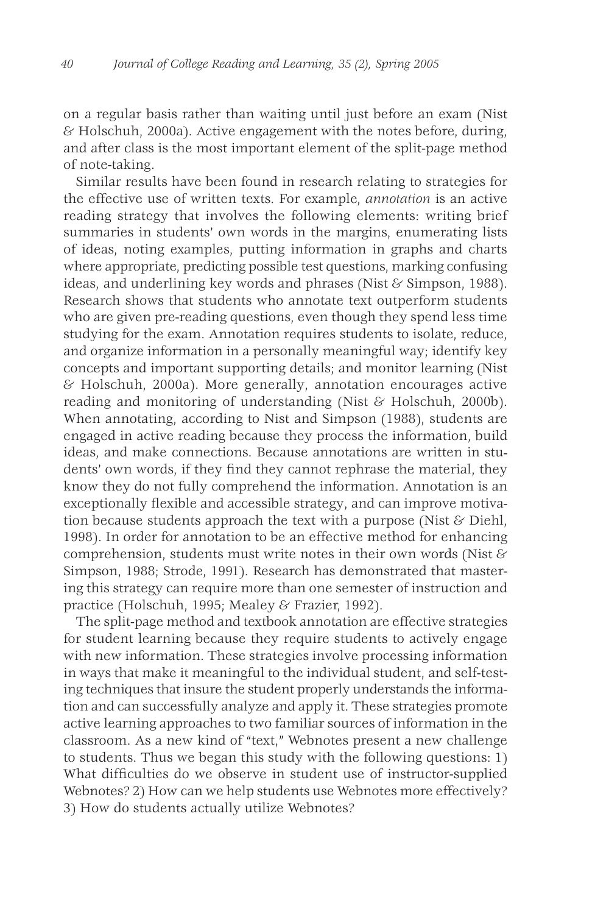on a regular basis rather than waiting until just before an exam (Nist & Holschuh, 2000a). Active engagement with the notes before, during, and after class is the most important element of the split-page method of note-taking.

Similar results have been found in research relating to strategies for the effective use of written texts. For example, *annotation* is an active reading strategy that involves the following elements: writing brief summaries in students' own words in the margins, enumerating lists of ideas, noting examples, putting information in graphs and charts where appropriate, predicting possible test questions, marking confusing ideas, and underlining key words and phrases (Nist & Simpson, 1988). Research shows that students who annotate text outperform students who are given pre-reading questions, even though they spend less time studying for the exam. Annotation requires students to isolate, reduce, and organize information in a personally meaningful way; identify key concepts and important supporting details; and monitor learning (Nist & Holschuh, 2000a). More generally, annotation encourages active reading and monitoring of understanding (Nist & Holschuh, 2000b). When annotating, according to Nist and Simpson (1988), students are engaged in active reading because they process the information, build ideas, and make connections. Because annotations are written in students' own words, if they find they cannot rephrase the material, they know they do not fully comprehend the information. Annotation is an exceptionally flexible and accessible strategy, and can improve motivation because students approach the text with a purpose (Nist & Diehl, 1998). In order for annotation to be an effective method for enhancing comprehension, students must write notes in their own words (Nist & Simpson, 1988; Strode, 1991). Research has demonstrated that mastering this strategy can require more than one semester of instruction and practice (Holschuh, 1995; Mealey & Frazier, 1992).

The split-page method and textbook annotation are effective strategies for student learning because they require students to actively engage with new information. These strategies involve processing information in ways that make it meaningful to the individual student, and self-testing techniques that insure the student properly understands the information and can successfully analyze and apply it. These strategies promote active learning approaches to two familiar sources of information in the classroom. As a new kind of "text," Webnotes present a new challenge to students. Thus we began this study with the following questions: 1) What difficulties do we observe in student use of instructor-supplied Webnotes? 2) How can we help students use Webnotes more effectively? 3) How do students actually utilize Webnotes?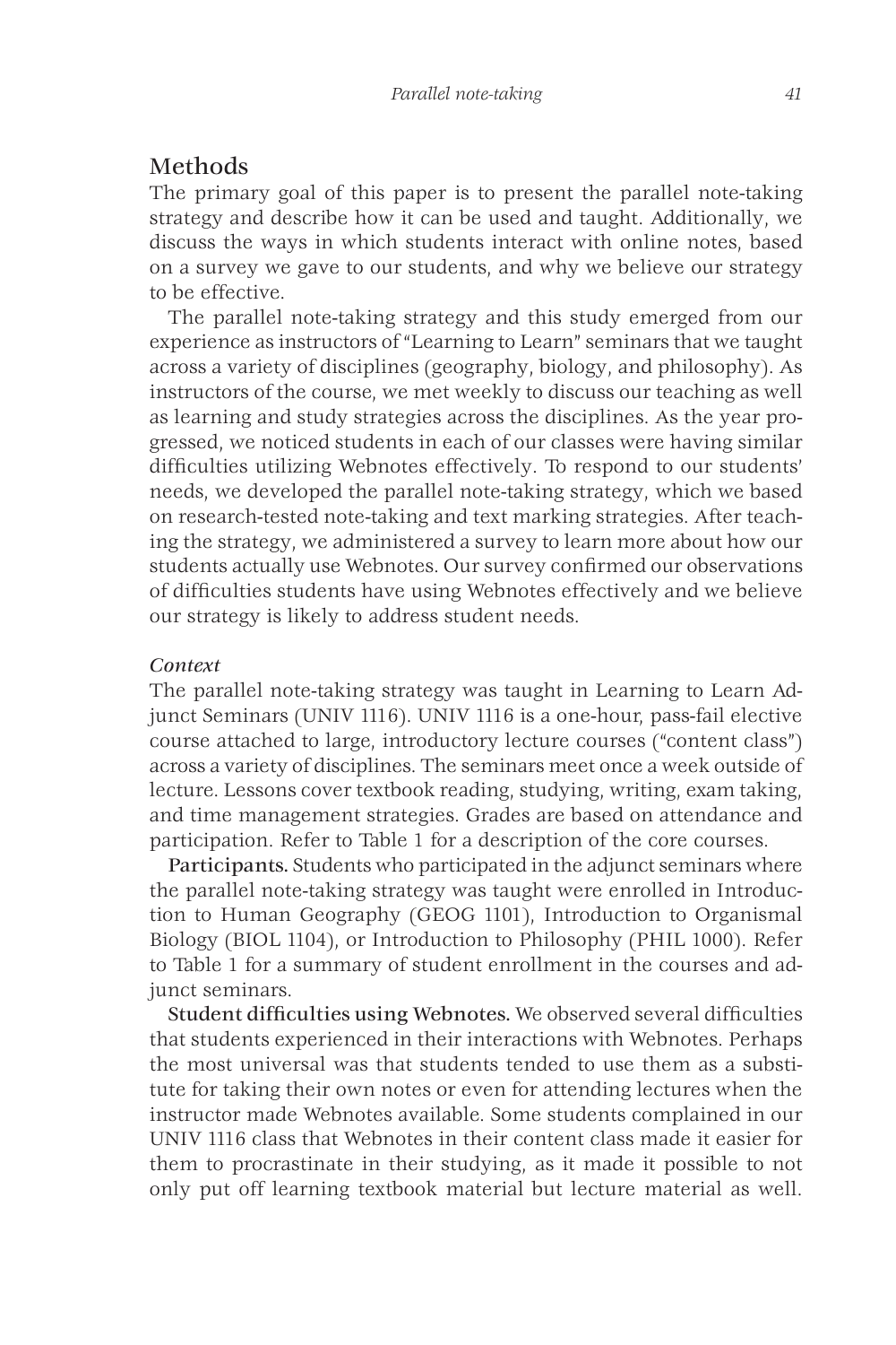## Methods

The primary goal of this paper is to present the parallel note-taking strategy and describe how it can be used and taught. Additionally, we discuss the ways in which students interact with online notes, based on a survey we gave to our students, and why we believe our strategy to be effective.

The parallel note-taking strategy and this study emerged from our experience as instructors of "Learning to Learn" seminars that we taught across a variety of disciplines (geography, biology, and philosophy). As instructors of the course, we met weekly to discuss our teaching as well as learning and study strategies across the disciplines. As the year progressed, we noticed students in each of our classes were having similar difficulties utilizing Webnotes effectively. To respond to our students' needs, we developed the parallel note-taking strategy, which we based on research-tested note-taking and text marking strategies. After teaching the strategy, we administered a survey to learn more about how our students actually use Webnotes. Our survey confirmed our observations of difficulties students have using Webnotes effectively and we believe our strategy is likely to address student needs.

### *Context*

The parallel note-taking strategy was taught in Learning to Learn Adjunct Seminars (UNIV 1116). UNIV 1116 is a one-hour, pass-fail elective course attached to large, introductory lecture courses ("content class") across a variety of disciplines. The seminars meet once a week outside of lecture. Lessons cover textbook reading, studying, writing, exam taking, and time management strategies. Grades are based on attendance and participation. Refer to Table 1 for a description of the core courses.

**Participants.** Students who participated in the adjunct seminars where the parallel note-taking strategy was taught were enrolled in Introduction to Human Geography (GEOG 1101), Introduction to Organismal Biology (BIOL 1104), or Introduction to Philosophy (PHIL 1000). Refer to Table 1 for a summary of student enrollment in the courses and adjunct seminars.

**Student difficulties using Webnotes.** We observed several difficulties that students experienced in their interactions with Webnotes. Perhaps the most universal was that students tended to use them as a substitute for taking their own notes or even for attending lectures when the instructor made Webnotes available. Some students complained in our UNIV 1116 class that Webnotes in their content class made it easier for them to procrastinate in their studying, as it made it possible to not only put off learning textbook material but lecture material as well.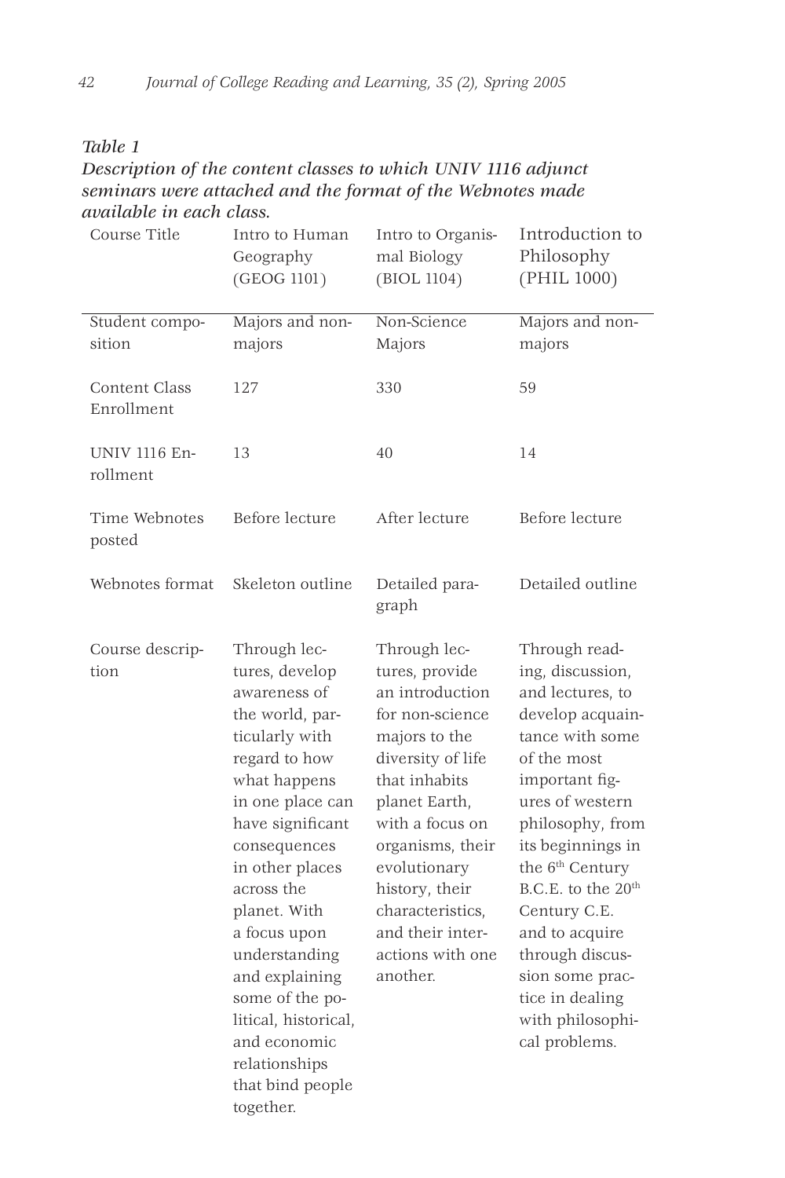*Table 1*

***Description of the content classes to which UNIV 1116 adjunct seminars were attached and the format of the Webnotes made available in each class.***

| Course Title | Intro to Human Geography (GEOG 1101) | Intro to Organismal Biology (BIOL 1104) | Introduction to Philosophy (PHIL 1000) |
|---|---|---|---|
| Student composition | Majors and non-majors | Non-Science Majors | Majors and non-majors |
| Content Class Enrollment | 127 | 330 | 59 |
| UNIV 1116 Enrollment | 13 | 40 | 14 |
| Time Webnotes posted | Before lecture | After lecture | Before lecture |
| Webnotes format | Skeleton outline | Detailed paragraph | Detailed outline |
| Course description | Through lectures, develop awareness of the world, particularly with regard to how what happens in one place can have significant consequences in other places across the planet. With a focus upon understanding and explaining some of the political, historical, and economic relationships that bind people together. | Through lectures, provide an introduction for non-science majors to the diversity of life that inhabits planet Earth, with a focus on organisms, their evolutionary history, their characteristics, and their interactions with one another. | Through reading, discussion, and lectures, to develop acquaintance with some of the most important figures of western philosophy, from its beginnings in the 6th Century B.C.E. to the 20th Century C.E. and to acquire through discussion some practice in dealing with philosophical problems. |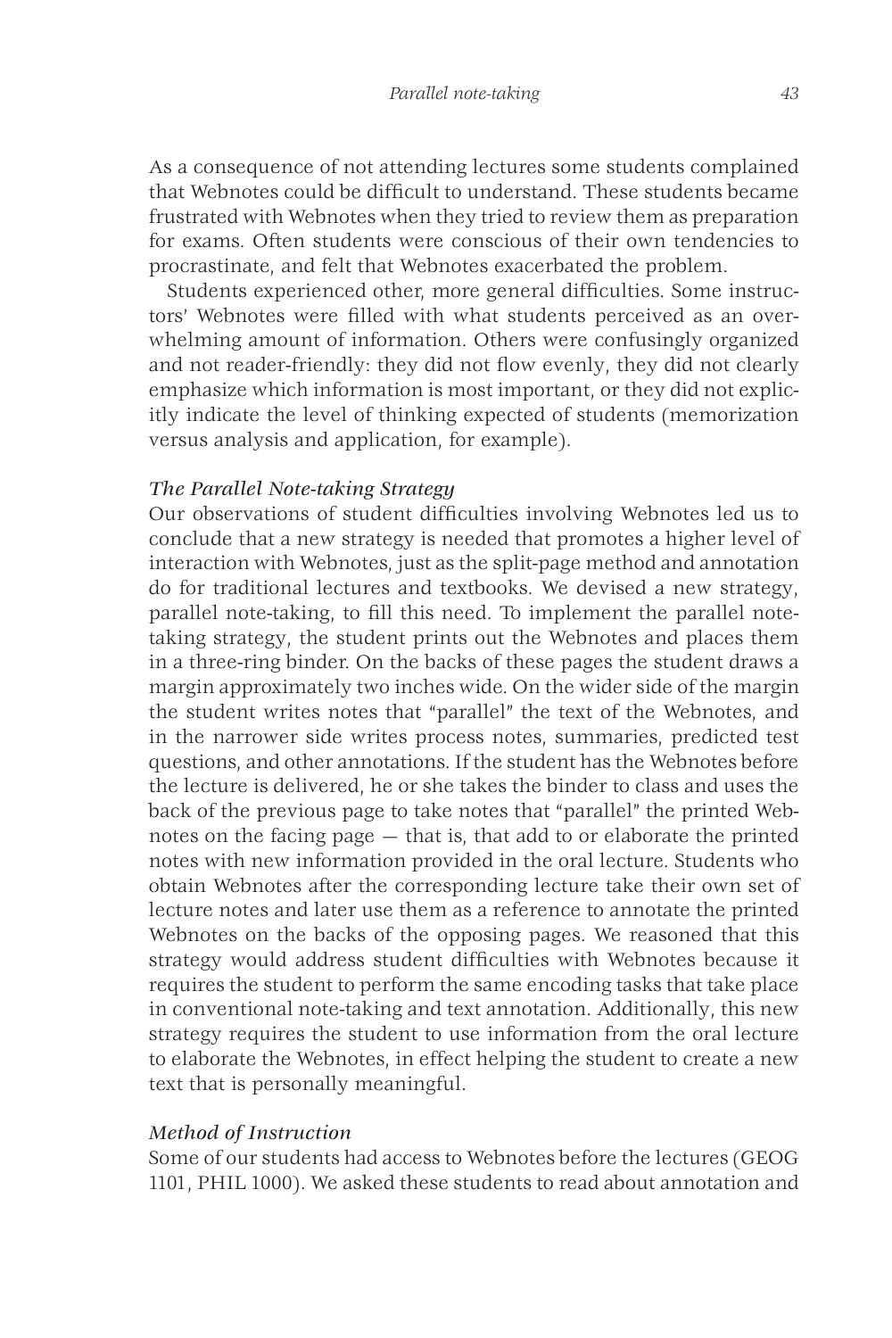As a consequence of not attending lectures some students complained that Webnotes could be difficult to understand. These students became frustrated with Webnotes when they tried to review them as preparation for exams. Often students were conscious of their own tendencies to procrastinate, and felt that Webnotes exacerbated the problem.

Students experienced other, more general difficulties. Some instructors' Webnotes were filled with what students perceived as an overwhelming amount of information. Others were confusingly organized and not reader-friendly: they did not flow evenly, they did not clearly emphasize which information is most important, or they did not explicitly indicate the level of thinking expected of students (memorization versus analysis and application, for example).

### *The Parallel Note-taking Strategy*

Our observations of student difficulties involving Webnotes led us to conclude that a new strategy is needed that promotes a higher level of interaction with Webnotes, just as the split-page method and annotation do for traditional lectures and textbooks. We devised a new strategy, parallel note-taking, to fill this need. To implement the parallel note-taking strategy, the student prints out the Webnotes and places them in a three-ring binder. On the backs of these pages the student draws a margin approximately two inches wide. On the wider side of the margin the student writes notes that "parallel" the text of the Webnotes, and in the narrower side writes process notes, summaries, predicted test questions, and other annotations. If the student has the Webnotes before the lecture is delivered, he or she takes the binder to class and uses the back of the previous page to take notes that "parallel" the printed Webnotes on the facing page — that is, that add to or elaborate the printed notes with new information provided in the oral lecture. Students who obtain Webnotes after the corresponding lecture take their own set of lecture notes and later use them as a reference to annotate the printed Webnotes on the backs of the opposing pages. We reasoned that this strategy would address student difficulties with Webnotes because it requires the student to perform the same encoding tasks that take place in conventional note-taking and text annotation. Additionally, this new strategy requires the student to use information from the oral lecture to elaborate the Webnotes, in effect helping the student to create a new text that is personally meaningful.

### *Method of Instruction*

Some of our students had access to Webnotes before the lectures (GEOG 1101, PHIL 1000). We asked these students to read about annotation and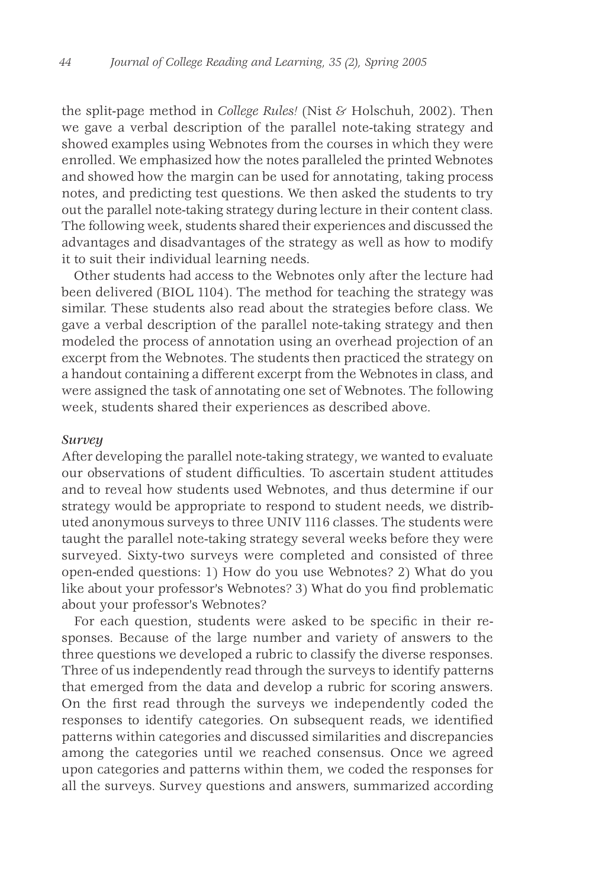the split-page method in *College Rules!* (Nist & Holschuh, 2002). Then we gave a verbal description of the parallel note-taking strategy and showed examples using Webnotes from the courses in which they were enrolled. We emphasized how the notes paralleled the printed Webnotes and showed how the margin can be used for annotating, taking process notes, and predicting test questions. We then asked the students to try out the parallel note-taking strategy during lecture in their content class. The following week, students shared their experiences and discussed the advantages and disadvantages of the strategy as well as how to modify it to suit their individual learning needs.

Other students had access to the Webnotes only after the lecture had been delivered (BIOL 1104). The method for teaching the strategy was similar. These students also read about the strategies before class. We gave a verbal description of the parallel note-taking strategy and then modeled the process of annotation using an overhead projection of an excerpt from the Webnotes. The students then practiced the strategy on a handout containing a different excerpt from the Webnotes in class, and were assigned the task of annotating one set of Webnotes. The following week, students shared their experiences as described above.

*Survey*

After developing the parallel note-taking strategy, we wanted to evaluate our observations of student difficulties. To ascertain student attitudes and to reveal how students used Webnotes, and thus determine if our strategy would be appropriate to respond to student needs, we distributed anonymous surveys to three UNIV 1116 classes. The students were taught the parallel note-taking strategy several weeks before they were surveyed. Sixty-two surveys were completed and consisted of three open-ended questions: 1) How do you use Webnotes? 2) What do you like about your professor's Webnotes? 3) What do you find problematic about your professor's Webnotes?

For each question, students were asked to be specific in their responses. Because of the large number and variety of answers to the three questions we developed a rubric to classify the diverse responses. Three of us independently read through the surveys to identify patterns that emerged from the data and develop a rubric for scoring answers. On the first read through the surveys we independently coded the responses to identify categories. On subsequent reads, we identified patterns within categories and discussed similarities and discrepancies among the categories until we reached consensus. Once we agreed upon categories and patterns within them, we coded the responses for all the surveys. Survey questions and answers, summarized according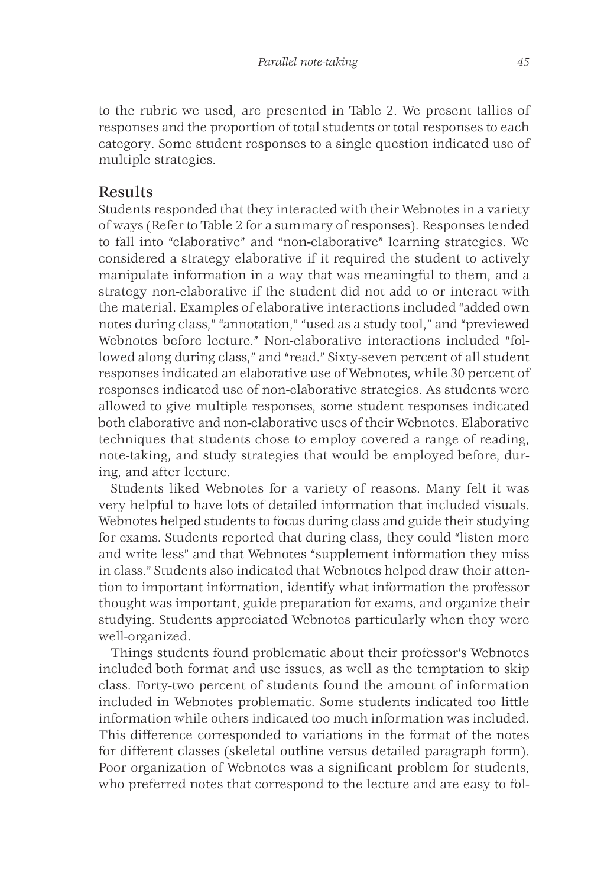to the rubric we used, are presented in Table 2. We present tallies of responses and the proportion of total students or total responses to each category. Some student responses to a single question indicated use of multiple strategies.

## Results

Students responded that they interacted with their Webnotes in a variety of ways (Refer to Table 2 for a summary of responses). Responses tended to fall into "elaborative" and "non-elaborative" learning strategies. We considered a strategy elaborative if it required the student to actively manipulate information in a way that was meaningful to them, and a strategy non-elaborative if the student did not add to or interact with the material. Examples of elaborative interactions included "added own notes during class," "annotation," "used as a study tool," and "previewed Webnotes before lecture." Non-elaborative interactions included "followed along during class," and "read." Sixty-seven percent of all student responses indicated an elaborative use of Webnotes, while 30 percent of responses indicated use of non-elaborative strategies. As students were allowed to give multiple responses, some student responses indicated both elaborative and non-elaborative uses of their Webnotes. Elaborative techniques that students chose to employ covered a range of reading, note-taking, and study strategies that would be employed before, during, and after lecture.

Students liked Webnotes for a variety of reasons. Many felt it was very helpful to have lots of detailed information that included visuals. Webnotes helped students to focus during class and guide their studying for exams. Students reported that during class, they could "listen more and write less" and that Webnotes "supplement information they miss in class." Students also indicated that Webnotes helped draw their attention to important information, identify what information the professor thought was important, guide preparation for exams, and organize their studying. Students appreciated Webnotes particularly when they were well-organized.

Things students found problematic about their professor's Webnotes included both format and use issues, as well as the temptation to skip class. Forty-two percent of students found the amount of information included in Webnotes problematic. Some students indicated too little information while others indicated too much information was included. This difference corresponded to variations in the format of the notes for different classes (skeletal outline versus detailed paragraph form). Poor organization of Webnotes was a significant problem for students, who preferred notes that correspond to the lecture and are easy to fol-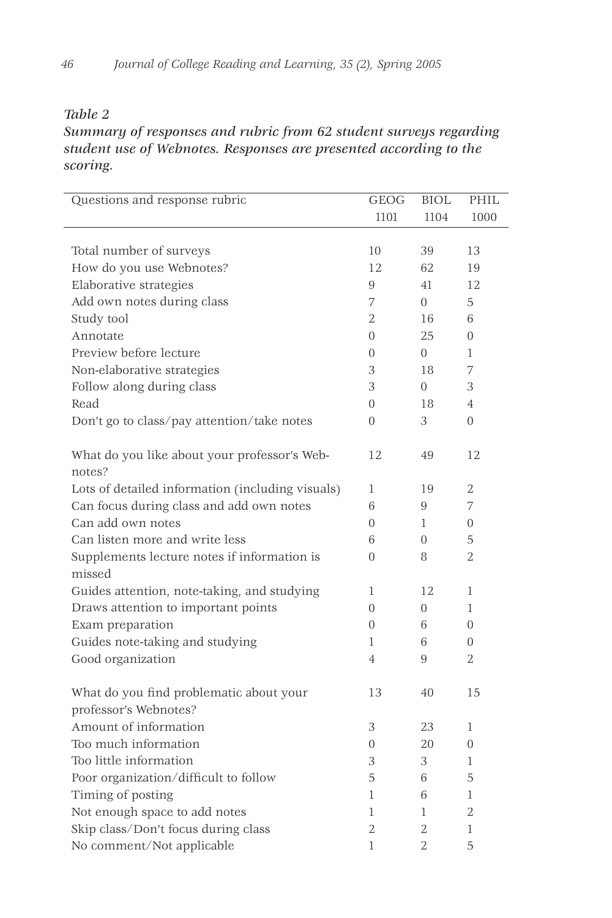*Table 2*

***Summary of responses and rubric from 62 student surveys regarding student use of Webnotes. Responses are presented according to the scoring.***

| Questions and response rubric | GEOG 1101 | BIOL 1104 | PHIL 1000 |
|---|---|---|---|
| Total number of surveys | 10 | 39 | 13 |
| How do you use Webnotes? | 12 | 62 | 19 |
| Elaborative strategies | 9 | 41 | 12 |
| Add own notes during class | 7 | 0 | 5 |
| Study tool | 2 | 16 | 6 |
| Annotate | 0 | 25 | 0 |
| Preview before lecture | 0 | 0 | 1 |
| Non-elaborative strategies | 3 | 18 | 7 |
| Follow along during class | 3 | 0 | 3 |
| Read | 0 | 18 | 4 |
| Don't go to class/pay attention/take notes | 0 | 3 | 0 |
| What do you like about your professor's Webnotes? | 12 | 49 | 12 |
| Lots of detailed information (including visuals) | 1 | 19 | 2 |
| Can focus during class and add own notes | 6 | 9 | 7 |
| Can add own notes | 0 | 1 | 0 |
| Can listen more and write less | 6 | 0 | 5 |
| Supplements lecture notes if information is missed | 0 | 8 | 2 |
| Guides attention, note-taking, and studying | 1 | 12 | 1 |
| Draws attention to important points | 0 | 0 | 1 |
| Exam preparation | 0 | 6 | 0 |
| Guides note-taking and studying | 1 | 6 | 0 |
| Good organization | 4 | 9 | 2 |
| What do you find problematic about your professor's Webnotes? | 13 | 40 | 15 |
| Amount of information | 3 | 23 | 1 |
| Too much information | 0 | 20 | 0 |
| Too little information | 3 | 3 | 1 |
| Poor organization/difficult to follow | 5 | 6 | 5 |
| Timing of posting | 1 | 6 | 1 |
| Not enough space to add notes | 1 | 1 | 2 |
| Skip class/Don't focus during class | 2 | 2 | 1 |
| No comment/Not applicable | 1 | 2 | 5 |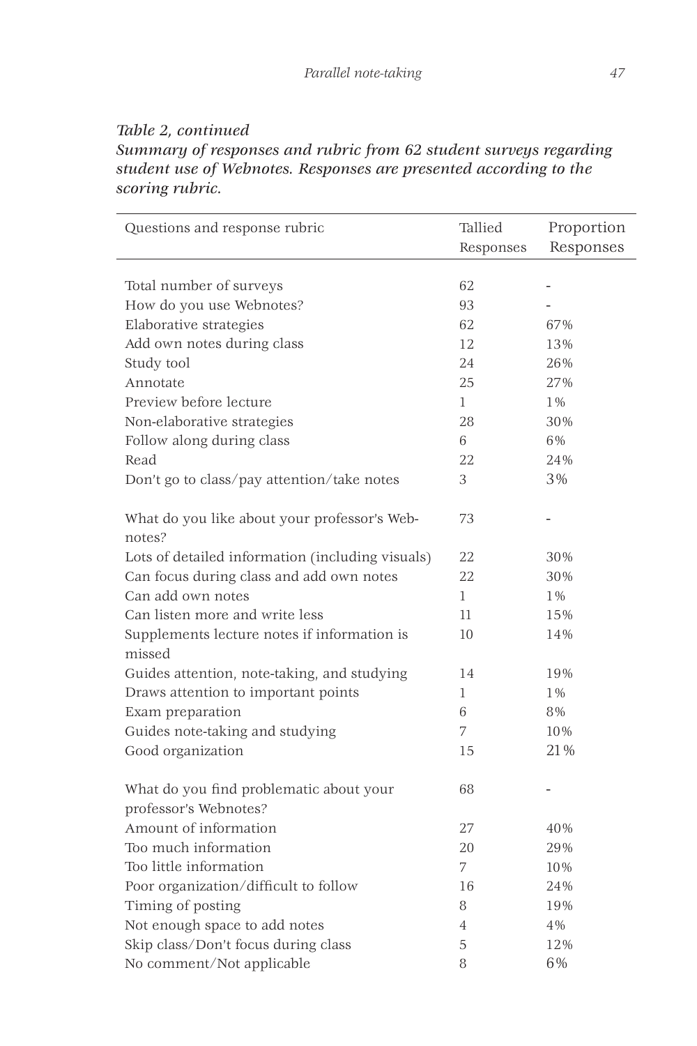*Table 2, continued*

***Summary of responses and rubric from 62 student surveys regarding student use of Webnotes. Responses are presented according to the scoring rubric.***

| Questions and response rubric | Tallied Responses | Proportion Responses |
|---|---|---|
| Total number of surveys | 62 | - |
| How do you use Webnotes? | 93 | - |
| Elaborative strategies | 62 | 67% |
| Add own notes during class | 12 | 13% |
| Study tool | 24 | 26% |
| Annotate | 25 | 27% |
| Preview before lecture | 1 | 1% |
| Non-elaborative strategies | 28 | 30% |
| Follow along during class | 6 | 6% |
| Read | 22 | 24% |
| Don't go to class/pay attention/take notes | 3 | 3% |
| What do you like about your professor's Webnotes? | 73 | - |
| Lots of detailed information (including visuals) | 22 | 30% |
| Can focus during class and add own notes | 22 | 30% |
| Can add own notes | 1 | 1% |
| Can listen more and write less | 11 | 15% |
| Supplements lecture notes if information is missed | 10 | 14% |
| Guides attention, note-taking, and studying | 14 | 19% |
| Draws attention to important points | 1 | 1% |
| Exam preparation | 6 | 8% |
| Guides note-taking and studying | 7 | 10% |
| Good organization | 15 | 21% |
| What do you find problematic about your professor's Webnotes? | 68 | - |
| Amount of information | 27 | 40% |
| Too much information | 20 | 29% |
| Too little information | 7 | 10% |
| Poor organization/difficult to follow | 16 | 24% |
| Timing of posting | 8 | 19% |
| Not enough space to add notes | 4 | 4% |
| Skip class/Don't focus during class | 5 | 12% |
| No comment/Not applicable | 8 | 6% |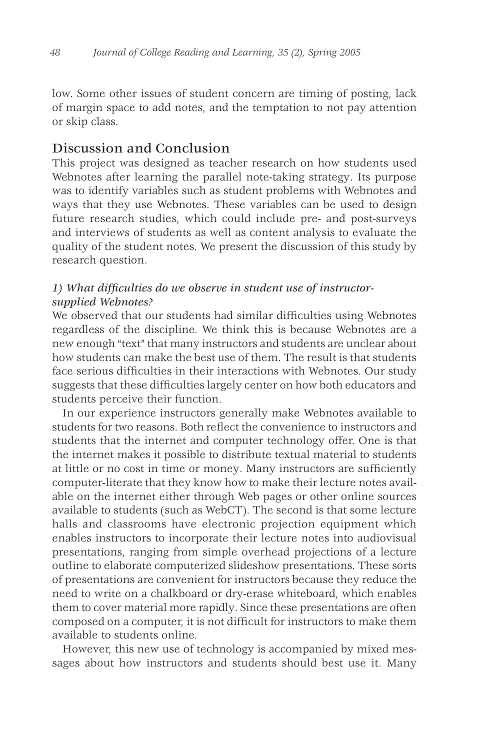low. Some other issues of student concern are timing of posting, lack of margin space to add notes, and the temptation to not pay attention or skip class.

## Discussion and Conclusion

This project was designed as teacher research on how students used Webnotes after learning the parallel note-taking strategy. Its purpose was to identify variables such as student problems with Webnotes and ways that they use Webnotes. These variables can be used to design future research studies, which could include pre- and post-surveys and interviews of students as well as content analysis to evaluate the quality of the student notes. We present the discussion of this study by research question.

### *1) What difficulties do we observe in student use of instructor-supplied Webnotes?*

We observed that our students had similar difficulties using Webnotes regardless of the discipline. We think this is because Webnotes are a new enough "text" that many instructors and students are unclear about how students can make the best use of them. The result is that students face serious difficulties in their interactions with Webnotes. Our study suggests that these difficulties largely center on how both educators and students perceive their function.

In our experience instructors generally make Webnotes available to students for two reasons. Both reflect the convenience to instructors and students that the internet and computer technology offer. One is that the internet makes it possible to distribute textual material to students at little or no cost in time or money. Many instructors are sufficiently computer-literate that they know how to make their lecture notes available on the internet either through Web pages or other online sources available to students (such as WebCT). The second is that some lecture halls and classrooms have electronic projection equipment which enables instructors to incorporate their lecture notes into audiovisual presentations, ranging from simple overhead projections of a lecture outline to elaborate computerized slideshow presentations. These sorts of presentations are convenient for instructors because they reduce the need to write on a chalkboard or dry-erase whiteboard, which enables them to cover material more rapidly. Since these presentations are often composed on a computer, it is not difficult for instructors to make them available to students online.

However, this new use of technology is accompanied by mixed messages about how instructors and students should best use it. Many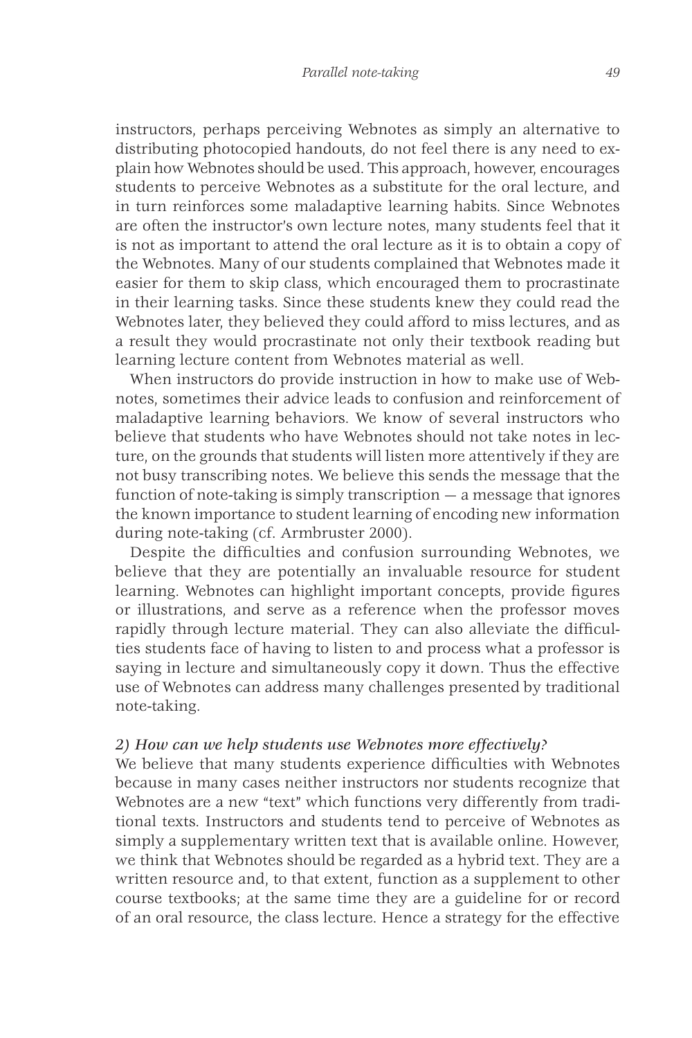instructors, perhaps perceiving Webnotes as simply an alternative to distributing photocopied handouts, do not feel there is any need to explain how Webnotes should be used. This approach, however, encourages students to perceive Webnotes as a substitute for the oral lecture, and in turn reinforces some maladaptive learning habits. Since Webnotes are often the instructor's own lecture notes, many students feel that it is not as important to attend the oral lecture as it is to obtain a copy of the Webnotes. Many of our students complained that Webnotes made it easier for them to skip class, which encouraged them to procrastinate in their learning tasks. Since these students knew they could read the Webnotes later, they believed they could afford to miss lectures, and as a result they would procrastinate not only their textbook reading but learning lecture content from Webnotes material as well.

When instructors do provide instruction in how to make use of Webnotes, sometimes their advice leads to confusion and reinforcement of maladaptive learning behaviors. We know of several instructors who believe that students who have Webnotes should not take notes in lecture, on the grounds that students will listen more attentively if they are not busy transcribing notes. We believe this sends the message that the function of note-taking is simply transcription — a message that ignores the known importance to student learning of encoding new information during note-taking (cf. Armbruster 2000).

Despite the difficulties and confusion surrounding Webnotes, we believe that they are potentially an invaluable resource for student learning. Webnotes can highlight important concepts, provide figures or illustrations, and serve as a reference when the professor moves rapidly through lecture material. They can also alleviate the difficulties students face of having to listen to and process what a professor is saying in lecture and simultaneously copy it down. Thus the effective use of Webnotes can address many challenges presented by traditional note-taking.

*2) How can we help students use Webnotes more effectively?*

We believe that many students experience difficulties with Webnotes because in many cases neither instructors nor students recognize that Webnotes are a new "text" which functions very differently from traditional texts. Instructors and students tend to perceive of Webnotes as simply a supplementary written text that is available online. However, we think that Webnotes should be regarded as a hybrid text. They are a written resource and, to that extent, function as a supplement to other course textbooks; at the same time they are a guideline for or record of an oral resource, the class lecture. Hence a strategy for the effective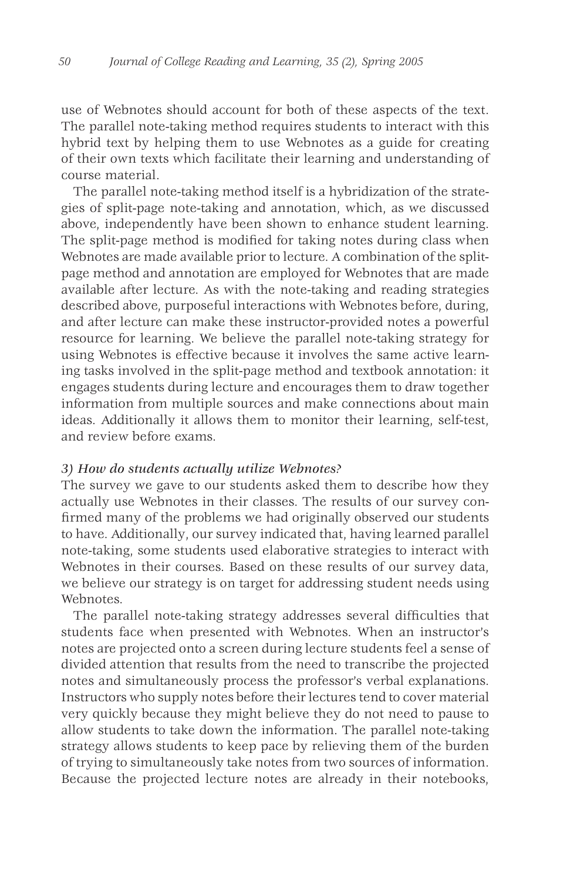use of Webnotes should account for both of these aspects of the text. The parallel note-taking method requires students to interact with this hybrid text by helping them to use Webnotes as a guide for creating of their own texts which facilitate their learning and understanding of course material.

The parallel note-taking method itself is a hybridization of the strategies of split-page note-taking and annotation, which, as we discussed above, independently have been shown to enhance student learning. The split-page method is modified for taking notes during class when Webnotes are made available prior to lecture. A combination of the split-page method and annotation are employed for Webnotes that are made available after lecture. As with the note-taking and reading strategies described above, purposeful interactions with Webnotes before, during, and after lecture can make these instructor-provided notes a powerful resource for learning. We believe the parallel note-taking strategy for using Webnotes is effective because it involves the same active learning tasks involved in the split-page method and textbook annotation: it engages students during lecture and encourages them to draw together information from multiple sources and make connections about main ideas. Additionally it allows them to monitor their learning, self-test, and review before exams.

### *3) How do students actually utilize Webnotes?*

The survey we gave to our students asked them to describe how they actually use Webnotes in their classes. The results of our survey confirmed many of the problems we had originally observed our students to have. Additionally, our survey indicated that, having learned parallel note-taking, some students used elaborative strategies to interact with Webnotes in their courses. Based on these results of our survey data, we believe our strategy is on target for addressing student needs using Webnotes.

The parallel note-taking strategy addresses several difficulties that students face when presented with Webnotes. When an instructor's notes are projected onto a screen during lecture students feel a sense of divided attention that results from the need to transcribe the projected notes and simultaneously process the professor's verbal explanations. Instructors who supply notes before their lectures tend to cover material very quickly because they might believe they do not need to pause to allow students to take down the information. The parallel note-taking strategy allows students to keep pace by relieving them of the burden of trying to simultaneously take notes from two sources of information. Because the projected lecture notes are already in their notebooks,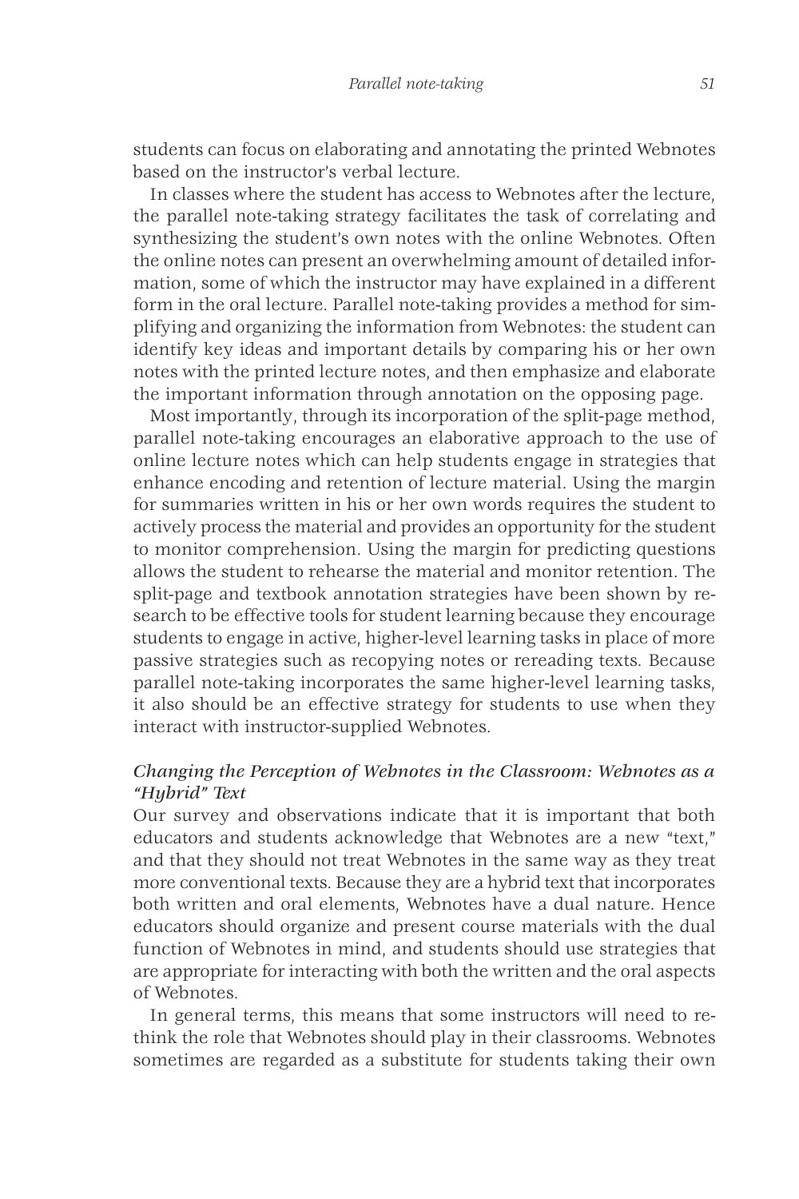students can focus on elaborating and annotating the printed Webnotes based on the instructor's verbal lecture.

In classes where the student has access to Webnotes after the lecture, the parallel note-taking strategy facilitates the task of correlating and synthesizing the student's own notes with the online Webnotes. Often the online notes can present an overwhelming amount of detailed information, some of which the instructor may have explained in a different form in the oral lecture. Parallel note-taking provides a method for simplifying and organizing the information from Webnotes: the student can identify key ideas and important details by comparing his or her own notes with the printed lecture notes, and then emphasize and elaborate the important information through annotation on the opposing page.

Most importantly, through its incorporation of the split-page method, parallel note-taking encourages an elaborative approach to the use of online lecture notes which can help students engage in strategies that enhance encoding and retention of lecture material. Using the margin for summaries written in his or her own words requires the student to actively process the material and provides an opportunity for the student to monitor comprehension. Using the margin for predicting questions allows the student to rehearse the material and monitor retention. The split-page and textbook annotation strategies have been shown by research to be effective tools for student learning because they encourage students to engage in active, higher-level learning tasks in place of more passive strategies such as recopying notes or rereading texts. Because parallel note-taking incorporates the same higher-level learning tasks, it also should be an effective strategy for students to use when they interact with instructor-supplied Webnotes.

### *Changing the Perception of Webnotes in the Classroom: Webnotes as a "Hybrid" Text*

Our survey and observations indicate that it is important that both educators and students acknowledge that Webnotes are a new "text," and that they should not treat Webnotes in the same way as they treat more conventional texts. Because they are a hybrid text that incorporates both written and oral elements, Webnotes have a dual nature. Hence educators should organize and present course materials with the dual function of Webnotes in mind, and students should use strategies that are appropriate for interacting with both the written and the oral aspects of Webnotes.

In general terms, this means that some instructors will need to rethink the role that Webnotes should play in their classrooms. Webnotes sometimes are regarded as a substitute for students taking their own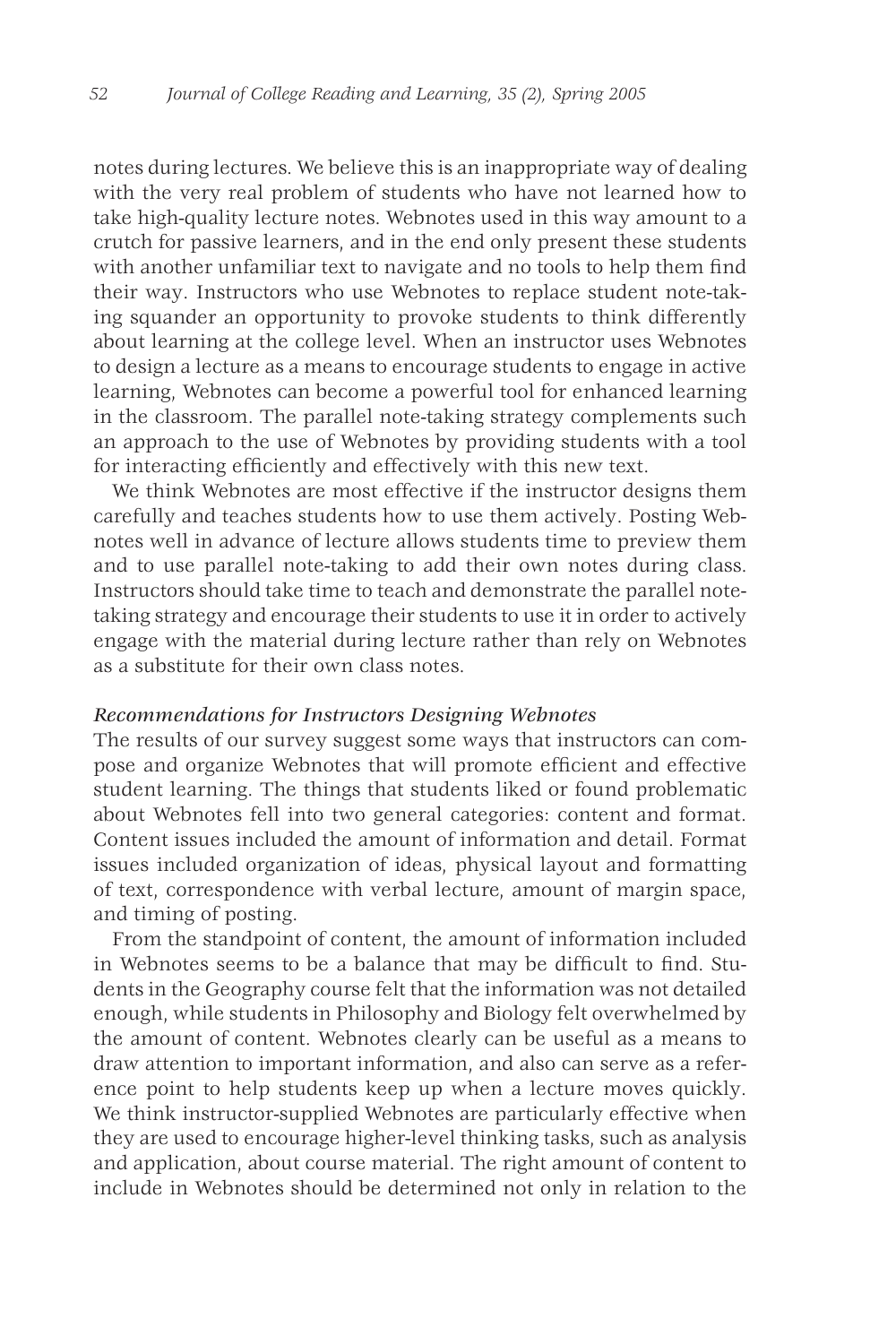notes during lectures. We believe this is an inappropriate way of dealing with the very real problem of students who have not learned how to take high-quality lecture notes. Webnotes used in this way amount to a crutch for passive learners, and in the end only present these students with another unfamiliar text to navigate and no tools to help them find their way. Instructors who use Webnotes to replace student note-taking squander an opportunity to provoke students to think differently about learning at the college level. When an instructor uses Webnotes to design a lecture as a means to encourage students to engage in active learning, Webnotes can become a powerful tool for enhanced learning in the classroom. The parallel note-taking strategy complements such an approach to the use of Webnotes by providing students with a tool for interacting efficiently and effectively with this new text.

We think Webnotes are most effective if the instructor designs them carefully and teaches students how to use them actively. Posting Webnotes well in advance of lecture allows students time to preview them and to use parallel note-taking to add their own notes during class. Instructors should take time to teach and demonstrate the parallel note-taking strategy and encourage their students to use it in order to actively engage with the material during lecture rather than rely on Webnotes as a substitute for their own class notes.

### *Recommendations for Instructors Designing Webnotes*

The results of our survey suggest some ways that instructors can compose and organize Webnotes that will promote efficient and effective student learning. The things that students liked or found problematic about Webnotes fell into two general categories: content and format. Content issues included the amount of information and detail. Format issues included organization of ideas, physical layout and formatting of text, correspondence with verbal lecture, amount of margin space, and timing of posting.

From the standpoint of content, the amount of information included in Webnotes seems to be a balance that may be difficult to find. Students in the Geography course felt that the information was not detailed enough, while students in Philosophy and Biology felt overwhelmed by the amount of content. Webnotes clearly can be useful as a means to draw attention to important information, and also can serve as a reference point to help students keep up when a lecture moves quickly. We think instructor-supplied Webnotes are particularly effective when they are used to encourage higher-level thinking tasks, such as analysis and application, about course material. The right amount of content to include in Webnotes should be determined not only in relation to the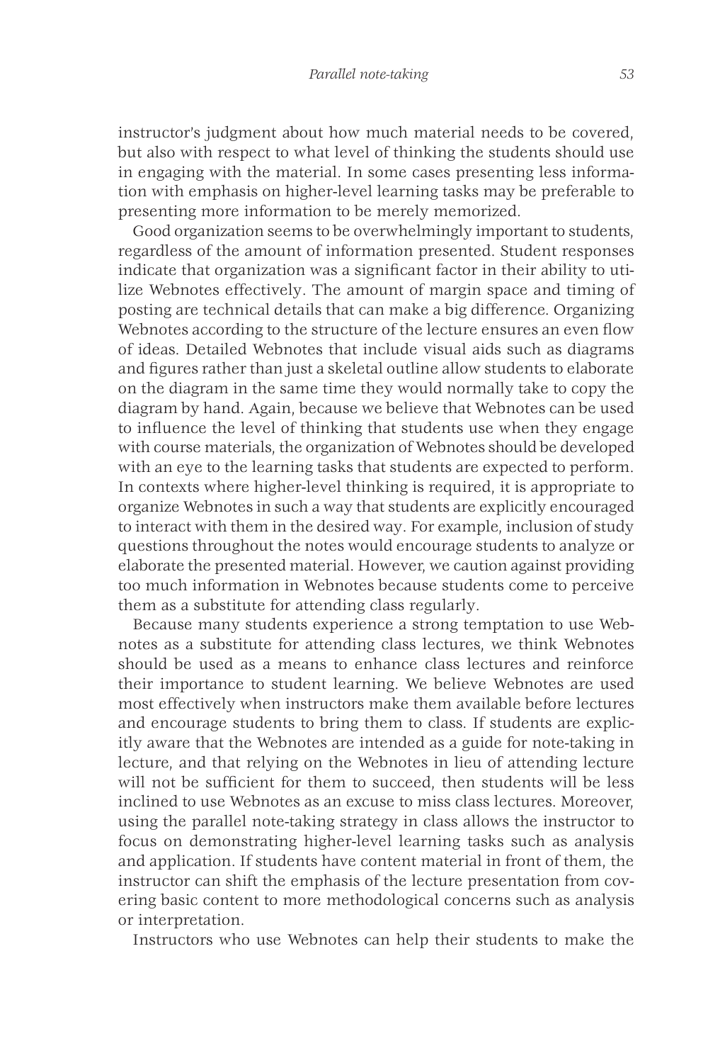instructor's judgment about how much material needs to be covered, but also with respect to what level of thinking the students should use in engaging with the material. In some cases presenting less information with emphasis on higher-level learning tasks may be preferable to presenting more information to be merely memorized.

Good organization seems to be overwhelmingly important to students, regardless of the amount of information presented. Student responses indicate that organization was a significant factor in their ability to utilize Webnotes effectively. The amount of margin space and timing of posting are technical details that can make a big difference. Organizing Webnotes according to the structure of the lecture ensures an even flow of ideas. Detailed Webnotes that include visual aids such as diagrams and figures rather than just a skeletal outline allow students to elaborate on the diagram in the same time they would normally take to copy the diagram by hand. Again, because we believe that Webnotes can be used to influence the level of thinking that students use when they engage with course materials, the organization of Webnotes should be developed with an eye to the learning tasks that students are expected to perform. In contexts where higher-level thinking is required, it is appropriate to organize Webnotes in such a way that students are explicitly encouraged to interact with them in the desired way. For example, inclusion of study questions throughout the notes would encourage students to analyze or elaborate the presented material. However, we caution against providing too much information in Webnotes because students come to perceive them as a substitute for attending class regularly.

Because many students experience a strong temptation to use Webnotes as a substitute for attending class lectures, we think Webnotes should be used as a means to enhance class lectures and reinforce their importance to student learning. We believe Webnotes are used most effectively when instructors make them available before lectures and encourage students to bring them to class. If students are explicitly aware that the Webnotes are intended as a guide for note-taking in lecture, and that relying on the Webnotes in lieu of attending lecture will not be sufficient for them to succeed, then students will be less inclined to use Webnotes as an excuse to miss class lectures. Moreover, using the parallel note-taking strategy in class allows the instructor to focus on demonstrating higher-level learning tasks such as analysis and application. If students have content material in front of them, the instructor can shift the emphasis of the lecture presentation from covering basic content to more methodological concerns such as analysis or interpretation.

Instructors who use Webnotes can help their students to make the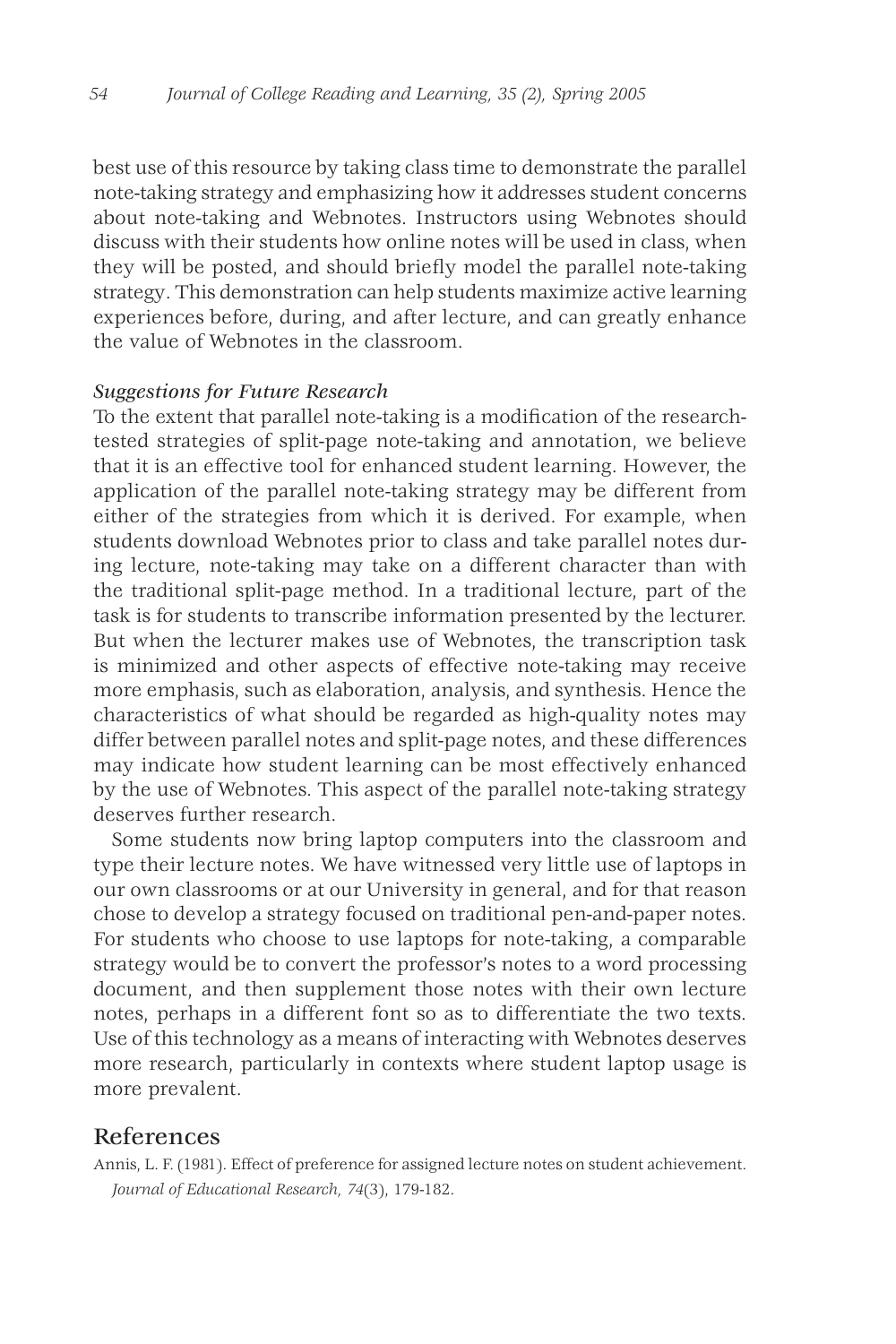best use of this resource by taking class time to demonstrate the parallel note-taking strategy and emphasizing how it addresses student concerns about note-taking and Webnotes. Instructors using Webnotes should discuss with their students how online notes will be used in class, when they will be posted, and should briefly model the parallel note-taking strategy. This demonstration can help students maximize active learning experiences before, during, and after lecture, and can greatly enhance the value of Webnotes in the classroom.

### *Suggestions for Future Research*

To the extent that parallel note-taking is a modification of the research-tested strategies of split-page note-taking and annotation, we believe that it is an effective tool for enhanced student learning. However, the application of the parallel note-taking strategy may be different from either of the strategies from which it is derived. For example, when students download Webnotes prior to class and take parallel notes during lecture, note-taking may take on a different character than with the traditional split-page method. In a traditional lecture, part of the task is for students to transcribe information presented by the lecturer. But when the lecturer makes use of Webnotes, the transcription task is minimized and other aspects of effective note-taking may receive more emphasis, such as elaboration, analysis, and synthesis. Hence the characteristics of what should be regarded as high-quality notes may differ between parallel notes and split-page notes, and these differences may indicate how student learning can be most effectively enhanced by the use of Webnotes. This aspect of the parallel note-taking strategy deserves further research.

Some students now bring laptop computers into the classroom and type their lecture notes. We have witnessed very little use of laptops in our own classrooms or at our University in general, and for that reason chose to develop a strategy focused on traditional pen-and-paper notes. For students who choose to use laptops for note-taking, a comparable strategy would be to convert the professor's notes to a word processing document, and then supplement those notes with their own lecture notes, perhaps in a different font so as to differentiate the two texts. Use of this technology as a means of interacting with Webnotes deserves more research, particularly in contexts where student laptop usage is more prevalent.

## References

Annis, L. F. (1981). Effect of preference for assigned lecture notes on student achievement. *Journal of Educational Research, 74*(3), 179-182.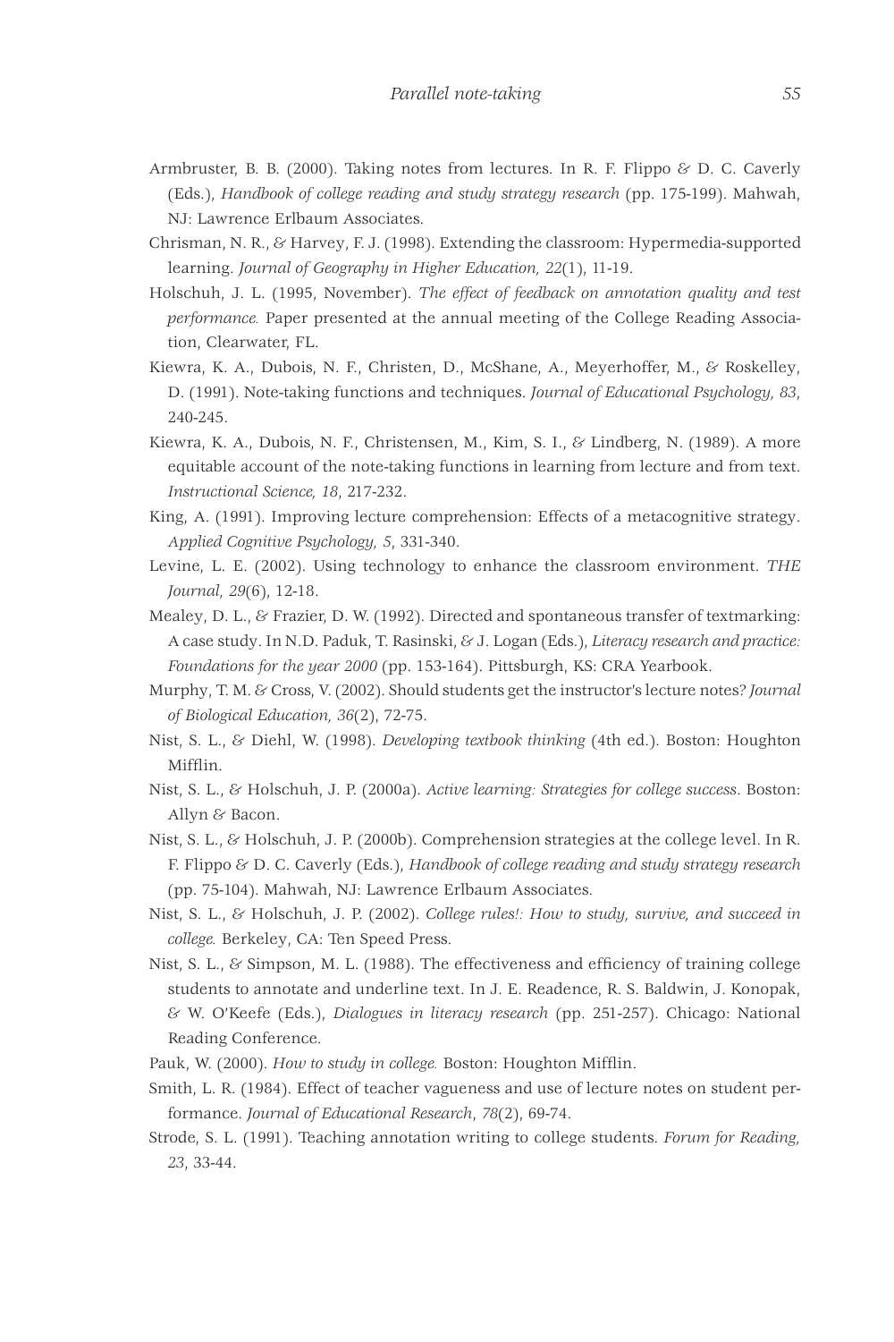Armbruster, B. B. (2000). Taking notes from lectures. In R. F. Flippo & D. C. Caverly (Eds.), *Handbook of college reading and study strategy research* (pp. 175-199). Mahwah, NJ: Lawrence Erlbaum Associates.

Chrisman, N. R., & Harvey, F. J. (1998). Extending the classroom: Hypermedia-supported learning. *Journal of Geography in Higher Education, 22*(1), 11-19.

Holschuh, J. L. (1995, November). *The effect of feedback on annotation quality and test performance.* Paper presented at the annual meeting of the College Reading Association, Clearwater, FL.

Kiewra, K. A., Dubois, N. F., Christen, D., McShane, A., Meyerhoffer, M., & Roskelley, D. (1991). Note-taking functions and techniques. *Journal of Educational Psychology, 83*, 240-245.

Kiewra, K. A., Dubois, N. F., Christensen, M., Kim, S. I., & Lindberg, N. (1989). A more equitable account of the note-taking functions in learning from lecture and from text. *Instructional Science, 18*, 217-232.

King, A. (1991). Improving lecture comprehension: Effects of a metacognitive strategy. *Applied Cognitive Psychology, 5*, 331-340.

Levine, L. E. (2002). Using technology to enhance the classroom environment. *THE Journal, 29*(6), 12-18.

Mealey, D. L., & Frazier, D. W. (1992). Directed and spontaneous transfer of textmarking: A case study. In N.D. Paduk, T. Rasinski, & J. Logan (Eds.), *Literacy research and practice: Foundations for the year 2000* (pp. 153-164). Pittsburgh, KS: CRA Yearbook.

Murphy, T. M. & Cross, V. (2002). Should students get the instructor's lecture notes? *Journal of Biological Education, 36*(2), 72-75.

Nist, S. L., & Diehl, W. (1998). *Developing textbook thinking* (4th ed.). Boston: Houghton Mifflin.

Nist, S. L., & Holschuh, J. P. (2000a). *Active learning: Strategies for college success*. Boston: Allyn & Bacon.

Nist, S. L., & Holschuh, J. P. (2000b). Comprehension strategies at the college level. In R. F. Flippo & D. C. Caverly (Eds.), *Handbook of college reading and study strategy research* (pp. 75-104). Mahwah, NJ: Lawrence Erlbaum Associates.

Nist, S. L., & Holschuh, J. P. (2002). *College rules!: How to study, survive, and succeed in college.* Berkeley, CA: Ten Speed Press.

Nist, S. L., & Simpson, M. L. (1988). The effectiveness and efficiency of training college students to annotate and underline text. In J. E. Readence, R. S. Baldwin, J. Konopak, & W. O'Keefe (Eds.), *Dialogues in literacy research* (pp. 251-257). Chicago: National Reading Conference.

Pauk, W. (2000). *How to study in college.* Boston: Houghton Mifflin.

Smith, L. R. (1984). Effect of teacher vagueness and use of lecture notes on student performance. *Journal of Educational Research*, *78*(2), 69-74.

Strode, S. L. (1991). Teaching annotation writing to college students. *Forum for Reading, 23*, 33-44.